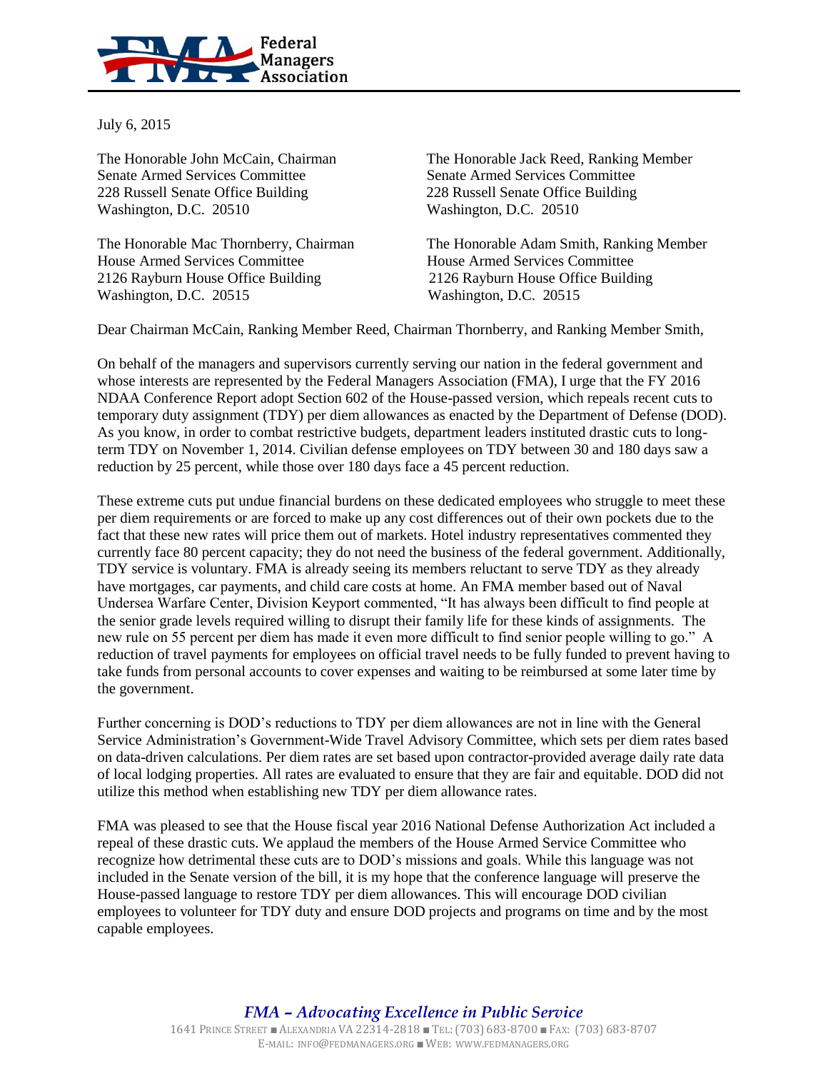Federal Managers Association

July 6, 2015

The Honorable John McCain, Chairman
Senate Armed Services Committee
228 Russell Senate Office Building
Washington, D.C. 20510

The Honorable Jack Reed, Ranking Member
Senate Armed Services Committee
228 Russell Senate Office Building
Washington, D.C. 20510

The Honorable Mac Thornberry, Chairman
House Armed Services Committee
2126 Rayburn House Office Building
Washington, D.C. 20515

The Honorable Adam Smith, Ranking Member
House Armed Services Committee
2126 Rayburn House Office Building
Washington, D.C. 20515

Dear Chairman McCain, Ranking Member Reed, Chairman Thornberry, and Ranking Member Smith,

On behalf of the managers and supervisors currently serving our nation in the federal government and whose interests are represented by the Federal Managers Association (FMA), I urge that the FY 2016 NDAA Conference Report adopt Section 602 of the House-passed version, which repeals recent cuts to temporary duty assignment (TDY) per diem allowances as enacted by the Department of Defense (DOD). As you know, in order to combat restrictive budgets, department leaders instituted drastic cuts to long-term TDY on November 1, 2014. Civilian defense employees on TDY between 30 and 180 days saw a reduction by 25 percent, while those over 180 days face a 45 percent reduction.

These extreme cuts put undue financial burdens on these dedicated employees who struggle to meet these per diem requirements or are forced to make up any cost differences out of their own pockets due to the fact that these new rates will price them out of markets. Hotel industry representatives commented they currently face 80 percent capacity; they do not need the business of the federal government. Additionally, TDY service is voluntary. FMA is already seeing its members reluctant to serve TDY as they already have mortgages, car payments, and child care costs at home. An FMA member based out of Naval Undersea Warfare Center, Division Keyport commented, "It has always been difficult to find people at the senior grade levels required willing to disrupt their family life for these kinds of assignments. The new rule on 55 percent per diem has made it even more difficult to find senior people willing to go." A reduction of travel payments for employees on official travel needs to be fully funded to prevent having to take funds from personal accounts to cover expenses and waiting to be reimbursed at some later time by the government.

Further concerning is DOD's reductions to TDY per diem allowances are not in line with the General Service Administration's Government-Wide Travel Advisory Committee, which sets per diem rates based on data-driven calculations. Per diem rates are set based upon contractor-provided average daily rate data of local lodging properties. All rates are evaluated to ensure that they are fair and equitable. DOD did not utilize this method when establishing new TDY per diem allowance rates.

FMA was pleased to see that the House fiscal year 2016 National Defense Authorization Act included a repeal of these drastic cuts. We applaud the members of the House Armed Service Committee who recognize how detrimental these cuts are to DOD's missions and goals. While this language was not included in the Senate version of the bill, it is my hope that the conference language will preserve the House-passed language to restore TDY per diem allowances. This will encourage DOD civilian employees to volunteer for TDY duty and ensure DOD projects and programs on time and by the most capable employees.

*FMA – Advocating Excellence in Public Service*

1641 Prince Street ■ Alexandria VA 22314-2818 ■ Tel: (703) 683-8700 ■ Fax: (703) 683-8707
E-mail: info@fedmanagers.org ■ Web: www.fedmanagers.org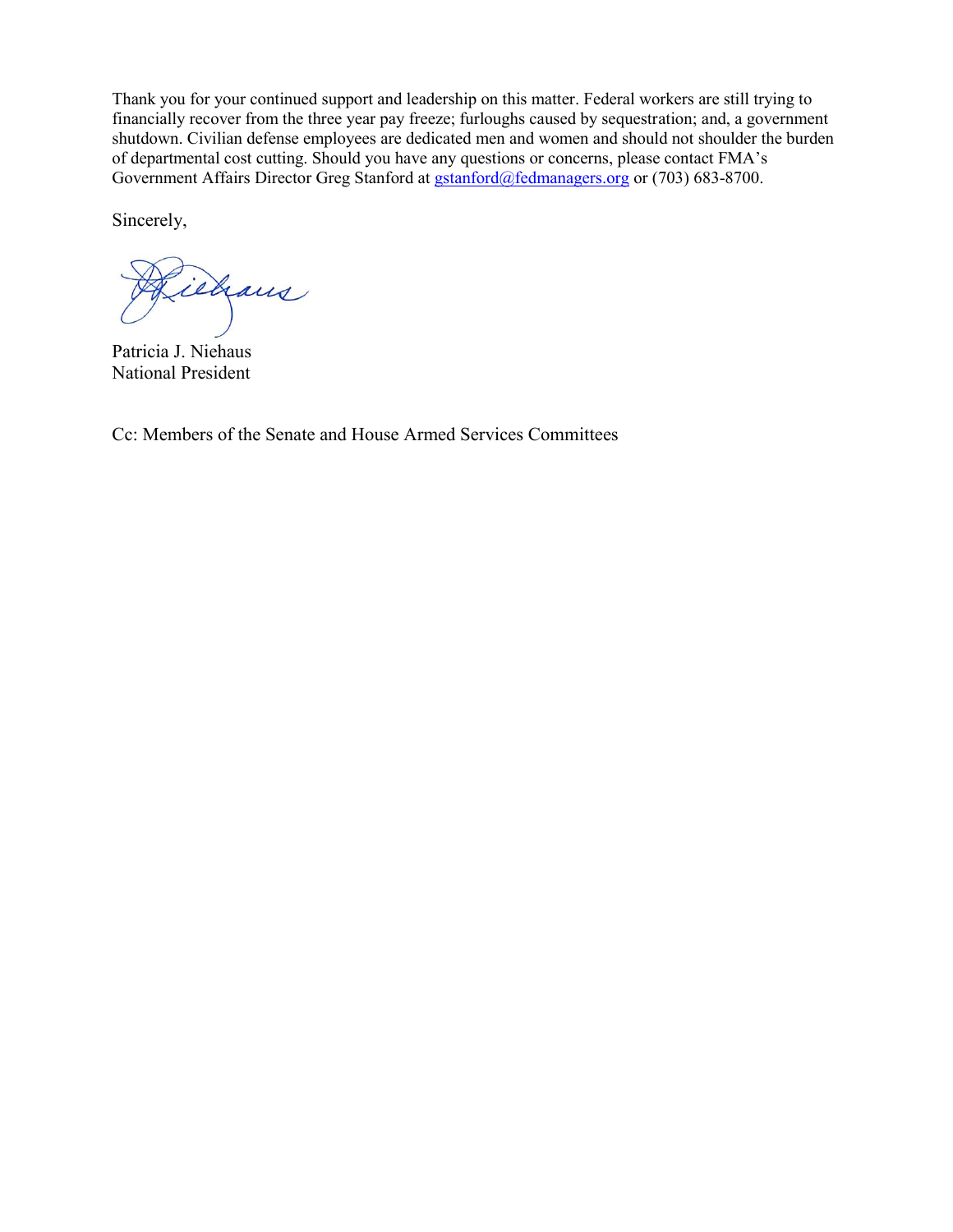Thank you for your continued support and leadership on this matter. Federal workers are still trying to financially recover from the three year pay freeze; furloughs caused by sequestration; and, a government shutdown. Civilian defense employees are dedicated men and women and should not shoulder the burden of departmental cost cutting. Should you have any questions or concerns, please contact FMA's Government Affairs Director Greg Stanford at gstanford@fedmanagers.org or (703) 683-8700.

Sincerely,

Patricia J. Niehaus
National President

Cc: Members of the Senate and House Armed Services Committees